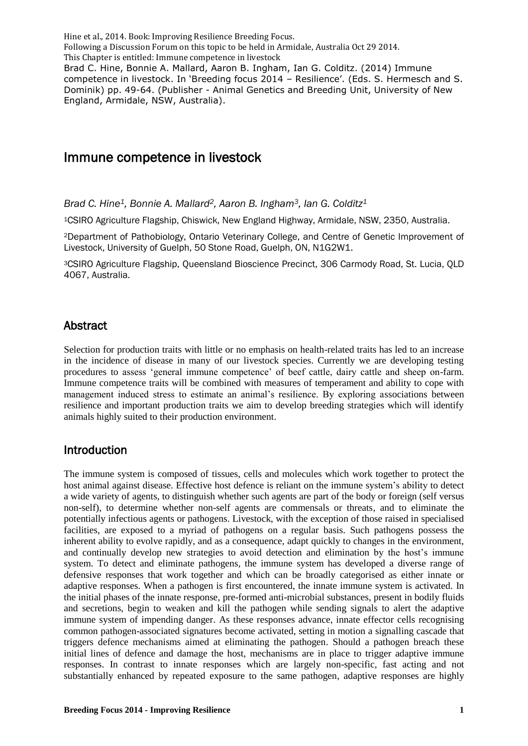Hine et al., 2014. Book: Improving Resilience Breeding Focus.
Following a Discussion Forum on this topic to be held in Armidale, Australia Oct 29 2014.
This Chapter is entitled: Immune competence in livestock
Brad C. Hine, Bonnie A. Mallard, Aaron B. Ingham, Ian G. Colditz. (2014) Immune competence in livestock. In 'Breeding focus 2014 – Resilience'. (Eds. S. Hermesch and S. Dominik) pp. 49-64. (Publisher - Animal Genetics and Breeding Unit, University of New England, Armidale, NSW, Australia).

# Immune competence in livestock

*Brad C. Hine[1], Bonnie A. Mallard[2], Aaron B. Ingham[3], Ian G. Colditz[1]*

[1]CSIRO Agriculture Flagship, Chiswick, New England Highway, Armidale, NSW, 2350, Australia.

[2]Department of Pathobiology, Ontario Veterinary College, and Centre of Genetic Improvement of Livestock, University of Guelph, 50 Stone Road, Guelph, ON, N1G2W1.

[3]CSIRO Agriculture Flagship, Queensland Bioscience Precinct, 306 Carmody Road, St. Lucia, QLD 4067, Australia.

## Abstract

Selection for production traits with little or no emphasis on health-related traits has led to an increase in the incidence of disease in many of our livestock species. Currently we are developing testing procedures to assess 'general immune competence' of beef cattle, dairy cattle and sheep on-farm. Immune competence traits will be combined with measures of temperament and ability to cope with management induced stress to estimate an animal's resilience. By exploring associations between resilience and important production traits we aim to develop breeding strategies which will identify animals highly suited to their production environment.

## Introduction

The immune system is composed of tissues, cells and molecules which work together to protect the host animal against disease. Effective host defence is reliant on the immune system's ability to detect a wide variety of agents, to distinguish whether such agents are part of the body or foreign (self versus non-self), to determine whether non-self agents are commensals or threats, and to eliminate the potentially infectious agents or pathogens. Livestock, with the exception of those raised in specialised facilities, are exposed to a myriad of pathogens on a regular basis. Such pathogens possess the inherent ability to evolve rapidly, and as a consequence, adapt quickly to changes in the environment, and continually develop new strategies to avoid detection and elimination by the host's immune system. To detect and eliminate pathogens, the immune system has developed a diverse range of defensive responses that work together and which can be broadly categorised as either innate or adaptive responses. When a pathogen is first encountered, the innate immune system is activated. In the initial phases of the innate response, pre-formed anti-microbial substances, present in bodily fluids and secretions, begin to weaken and kill the pathogen while sending signals to alert the adaptive immune system of impending danger. As these responses advance, innate effector cells recognising common pathogen-associated signatures become activated, setting in motion a signalling cascade that triggers defence mechanisms aimed at eliminating the pathogen. Should a pathogen breach these initial lines of defence and damage the host, mechanisms are in place to trigger adaptive immune responses. In contrast to innate responses which are largely non-specific, fast acting and not substantially enhanced by repeated exposure to the same pathogen, adaptive responses are highly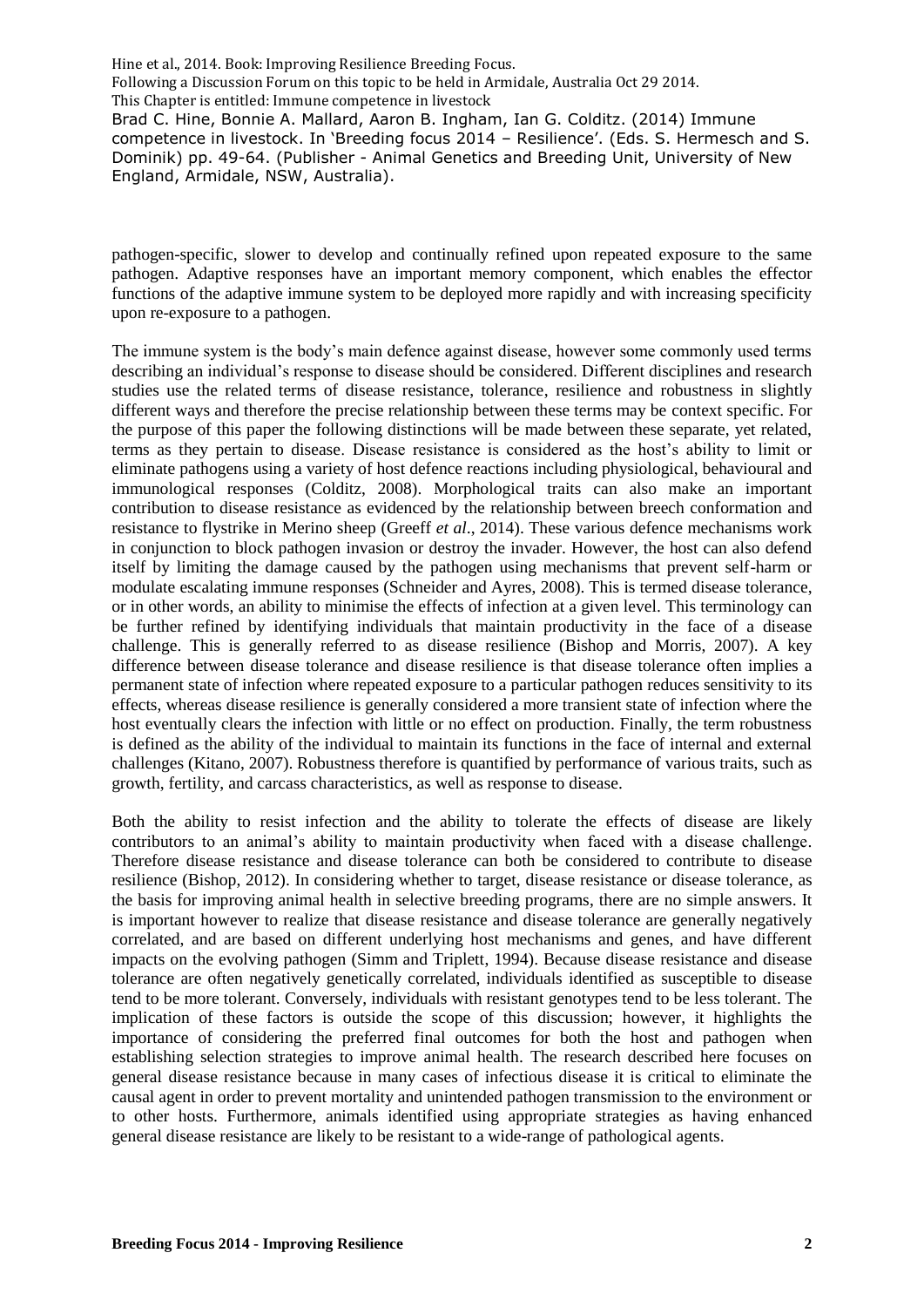pathogen-specific, slower to develop and continually refined upon repeated exposure to the same pathogen. Adaptive responses have an important memory component, which enables the effector functions of the adaptive immune system to be deployed more rapidly and with increasing specificity upon re-exposure to a pathogen.

The immune system is the body's main defence against disease, however some commonly used terms describing an individual's response to disease should be considered. Different disciplines and research studies use the related terms of disease resistance, tolerance, resilience and robustness in slightly different ways and therefore the precise relationship between these terms may be context specific. For the purpose of this paper the following distinctions will be made between these separate, yet related, terms as they pertain to disease. Disease resistance is considered as the host's ability to limit or eliminate pathogens using a variety of host defence reactions including physiological, behavioural and immunological responses (Colditz, 2008). Morphological traits can also make an important contribution to disease resistance as evidenced by the relationship between breech conformation and resistance to flystrike in Merino sheep (Greeff *et al*., 2014). These various defence mechanisms work in conjunction to block pathogen invasion or destroy the invader. However, the host can also defend itself by limiting the damage caused by the pathogen using mechanisms that prevent self-harm or modulate escalating immune responses (Schneider and Ayres, 2008). This is termed disease tolerance, or in other words, an ability to minimise the effects of infection at a given level. This terminology can be further refined by identifying individuals that maintain productivity in the face of a disease challenge. This is generally referred to as disease resilience (Bishop and Morris, 2007). A key difference between disease tolerance and disease resilience is that disease tolerance often implies a permanent state of infection where repeated exposure to a particular pathogen reduces sensitivity to its effects, whereas disease resilience is generally considered a more transient state of infection where the host eventually clears the infection with little or no effect on production. Finally, the term robustness is defined as the ability of the individual to maintain its functions in the face of internal and external challenges (Kitano, 2007). Robustness therefore is quantified by performance of various traits, such as growth, fertility, and carcass characteristics, as well as response to disease.

Both the ability to resist infection and the ability to tolerate the effects of disease are likely contributors to an animal's ability to maintain productivity when faced with a disease challenge. Therefore disease resistance and disease tolerance can both be considered to contribute to disease resilience (Bishop, 2012). In considering whether to target, disease resistance or disease tolerance, as the basis for improving animal health in selective breeding programs, there are no simple answers. It is important however to realize that disease resistance and disease tolerance are generally negatively correlated, and are based on different underlying host mechanisms and genes, and have different impacts on the evolving pathogen (Simm and Triplett, 1994). Because disease resistance and disease tolerance are often negatively genetically correlated, individuals identified as susceptible to disease tend to be more tolerant. Conversely, individuals with resistant genotypes tend to be less tolerant. The implication of these factors is outside the scope of this discussion; however, it highlights the importance of considering the preferred final outcomes for both the host and pathogen when establishing selection strategies to improve animal health. The research described here focuses on general disease resistance because in many cases of infectious disease it is critical to eliminate the causal agent in order to prevent mortality and unintended pathogen transmission to the environment or to other hosts. Furthermore, animals identified using appropriate strategies as having enhanced general disease resistance are likely to be resistant to a wide-range of pathological agents.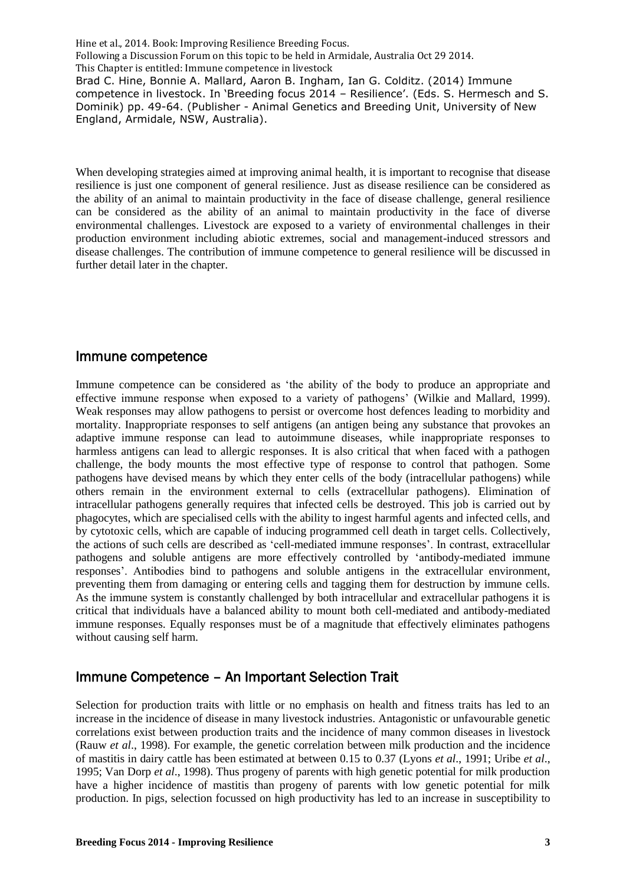Hine et al., 2014. Book: Improving Resilience Breeding Focus.
Following a Discussion Forum on this topic to be held in Armidale, Australia Oct 29 2014.
This Chapter is entitled: Immune competence in livestock
Brad C. Hine, Bonnie A. Mallard, Aaron B. Ingham, Ian G. Colditz. (2014) Immune competence in livestock. In 'Breeding focus 2014 – Resilience'. (Eds. S. Hermesch and S. Dominik) pp. 49-64. (Publisher - Animal Genetics and Breeding Unit, University of New England, Armidale, NSW, Australia).

When developing strategies aimed at improving animal health, it is important to recognise that disease resilience is just one component of general resilience. Just as disease resilience can be considered as the ability of an animal to maintain productivity in the face of disease challenge, general resilience can be considered as the ability of an animal to maintain productivity in the face of diverse environmental challenges. Livestock are exposed to a variety of environmental challenges in their production environment including abiotic extremes, social and management-induced stressors and disease challenges. The contribution of immune competence to general resilience will be discussed in further detail later in the chapter.

## Immune competence

Immune competence can be considered as 'the ability of the body to produce an appropriate and effective immune response when exposed to a variety of pathogens' (Wilkie and Mallard, 1999). Weak responses may allow pathogens to persist or overcome host defences leading to morbidity and mortality. Inappropriate responses to self antigens (an antigen being any substance that provokes an adaptive immune response can lead to autoimmune diseases, while inappropriate responses to harmless antigens can lead to allergic responses. It is also critical that when faced with a pathogen challenge, the body mounts the most effective type of response to control that pathogen. Some pathogens have devised means by which they enter cells of the body (intracellular pathogens) while others remain in the environment external to cells (extracellular pathogens). Elimination of intracellular pathogens generally requires that infected cells be destroyed. This job is carried out by phagocytes, which are specialised cells with the ability to ingest harmful agents and infected cells, and by cytotoxic cells, which are capable of inducing programmed cell death in target cells. Collectively, the actions of such cells are described as 'cell-mediated immune responses'. In contrast, extracellular pathogens and soluble antigens are more effectively controlled by 'antibody-mediated immune responses'. Antibodies bind to pathogens and soluble antigens in the extracellular environment, preventing them from damaging or entering cells and tagging them for destruction by immune cells. As the immune system is constantly challenged by both intracellular and extracellular pathogens it is critical that individuals have a balanced ability to mount both cell-mediated and antibody-mediated immune responses. Equally responses must be of a magnitude that effectively eliminates pathogens without causing self harm.

## Immune Competence – An Important Selection Trait

Selection for production traits with little or no emphasis on health and fitness traits has led to an increase in the incidence of disease in many livestock industries. Antagonistic or unfavourable genetic correlations exist between production traits and the incidence of many common diseases in livestock (Rauw *et al*., 1998). For example, the genetic correlation between milk production and the incidence of mastitis in dairy cattle has been estimated at between 0.15 to 0.37 (Lyons *et al*., 1991; Uribe *et al*., 1995; Van Dorp *et al*., 1998). Thus progeny of parents with high genetic potential for milk production have a higher incidence of mastitis than progeny of parents with low genetic potential for milk production. In pigs, selection focussed on high productivity has led to an increase in susceptibility to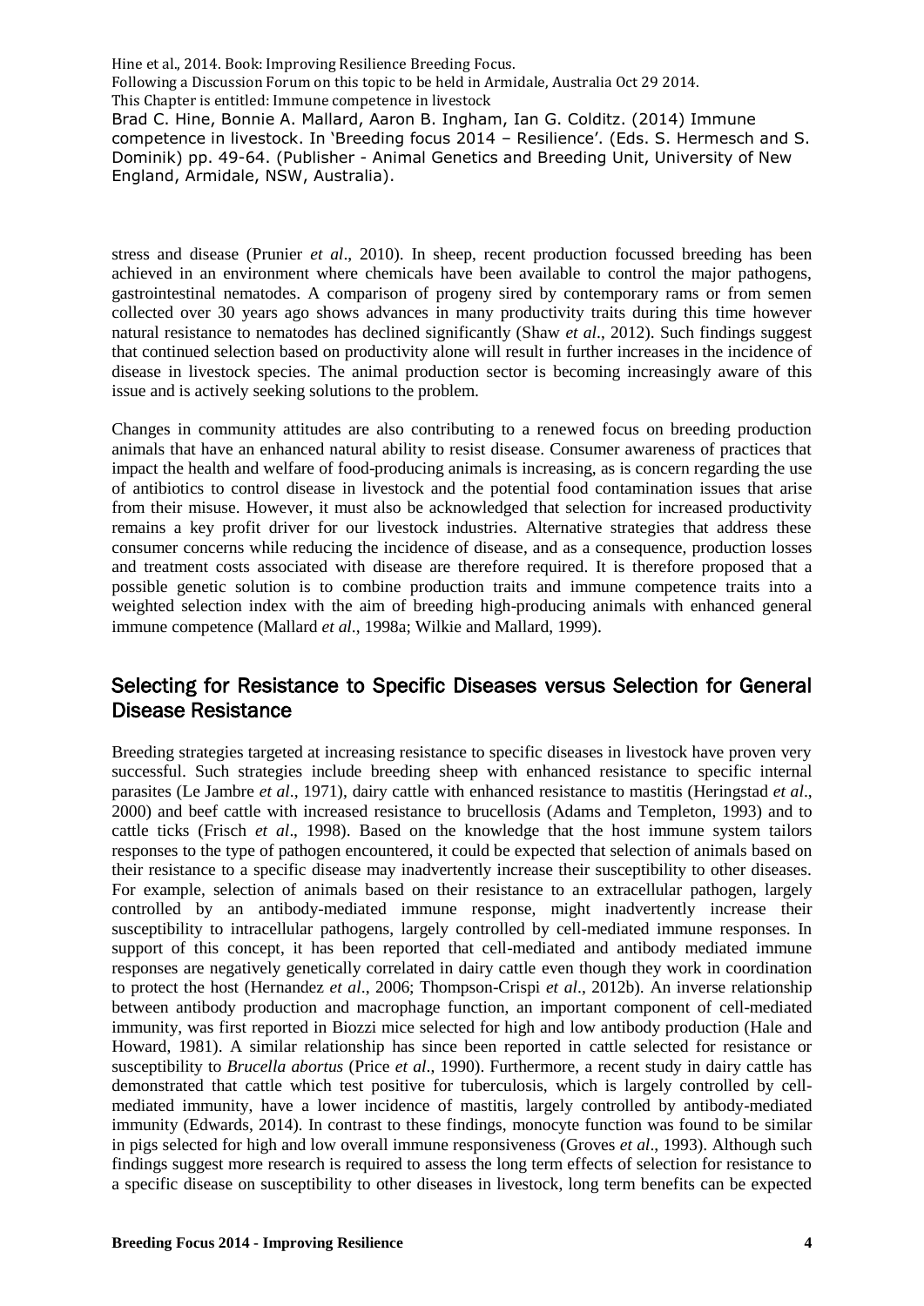stress and disease (Prunier *et al*., 2010). In sheep, recent production focussed breeding has been achieved in an environment where chemicals have been available to control the major pathogens, gastrointestinal nematodes. A comparison of progeny sired by contemporary rams or from semen collected over 30 years ago shows advances in many productivity traits during this time however natural resistance to nematodes has declined significantly (Shaw *et al*., 2012). Such findings suggest that continued selection based on productivity alone will result in further increases in the incidence of disease in livestock species. The animal production sector is becoming increasingly aware of this issue and is actively seeking solutions to the problem.

Changes in community attitudes are also contributing to a renewed focus on breeding production animals that have an enhanced natural ability to resist disease. Consumer awareness of practices that impact the health and welfare of food-producing animals is increasing, as is concern regarding the use of antibiotics to control disease in livestock and the potential food contamination issues that arise from their misuse. However, it must also be acknowledged that selection for increased productivity remains a key profit driver for our livestock industries. Alternative strategies that address these consumer concerns while reducing the incidence of disease, and as a consequence, production losses and treatment costs associated with disease are therefore required. It is therefore proposed that a possible genetic solution is to combine production traits and immune competence traits into a weighted selection index with the aim of breeding high-producing animals with enhanced general immune competence (Mallard *et al*., 1998a; Wilkie and Mallard, 1999).

## Selecting for Resistance to Specific Diseases versus Selection for General Disease Resistance

Breeding strategies targeted at increasing resistance to specific diseases in livestock have proven very successful. Such strategies include breeding sheep with enhanced resistance to specific internal parasites (Le Jambre *et al*., 1971), dairy cattle with enhanced resistance to mastitis (Heringstad *et al*., 2000) and beef cattle with increased resistance to brucellosis (Adams and Templeton, 1993) and to cattle ticks (Frisch *et al*., 1998). Based on the knowledge that the host immune system tailors responses to the type of pathogen encountered, it could be expected that selection of animals based on their resistance to a specific disease may inadvertently increase their susceptibility to other diseases. For example, selection of animals based on their resistance to an extracellular pathogen, largely controlled by an antibody-mediated immune response, might inadvertently increase their susceptibility to intracellular pathogens, largely controlled by cell-mediated immune responses. In support of this concept, it has been reported that cell-mediated and antibody mediated immune responses are negatively genetically correlated in dairy cattle even though they work in coordination to protect the host (Hernandez *et al*., 2006; Thompson-Crispi *et al*., 2012b). An inverse relationship between antibody production and macrophage function, an important component of cell-mediated immunity, was first reported in Biozzi mice selected for high and low antibody production (Hale and Howard, 1981). A similar relationship has since been reported in cattle selected for resistance or susceptibility to *Brucella abortus* (Price *et al*., 1990). Furthermore, a recent study in dairy cattle has demonstrated that cattle which test positive for tuberculosis, which is largely controlled by cell-mediated immunity, have a lower incidence of mastitis, largely controlled by antibody-mediated immunity (Edwards, 2014). In contrast to these findings, monocyte function was found to be similar in pigs selected for high and low overall immune responsiveness (Groves *et al*., 1993). Although such findings suggest more research is required to assess the long term effects of selection for resistance to a specific disease on susceptibility to other diseases in livestock, long term benefits can be expected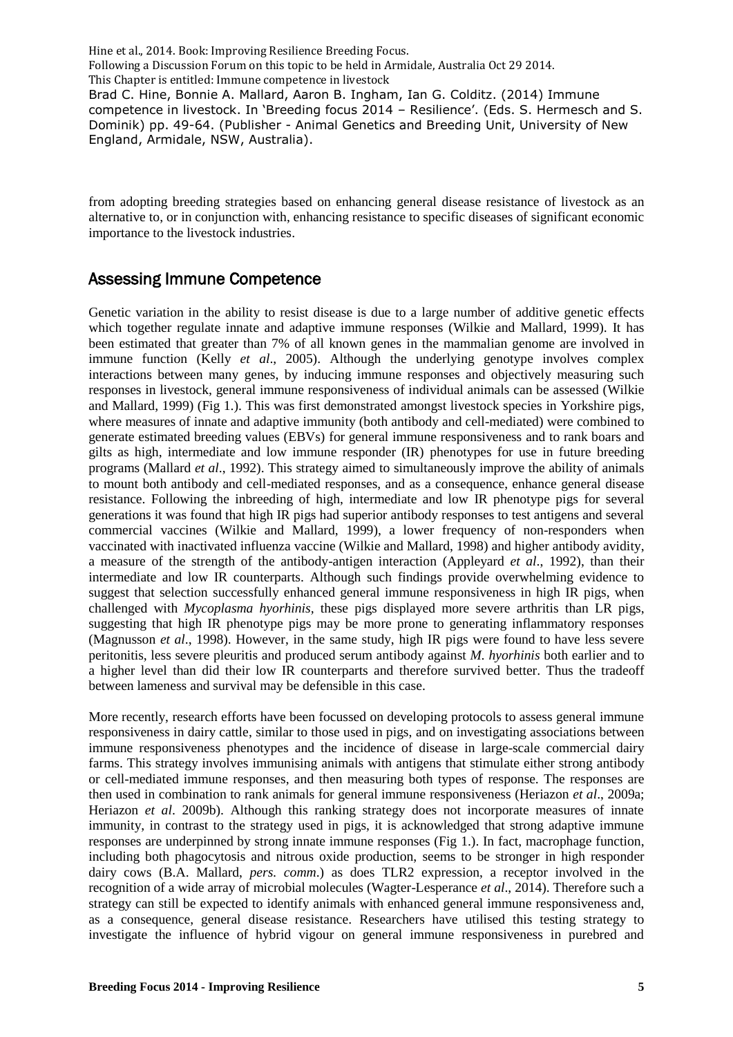from adopting breeding strategies based on enhancing general disease resistance of livestock as an alternative to, or in conjunction with, enhancing resistance to specific diseases of significant economic importance to the livestock industries.

## Assessing Immune Competence

Genetic variation in the ability to resist disease is due to a large number of additive genetic effects which together regulate innate and adaptive immune responses (Wilkie and Mallard, 1999). It has been estimated that greater than 7% of all known genes in the mammalian genome are involved in immune function (Kelly *et al*., 2005). Although the underlying genotype involves complex interactions between many genes, by inducing immune responses and objectively measuring such responses in livestock, general immune responsiveness of individual animals can be assessed (Wilkie and Mallard, 1999) (Fig 1.). This was first demonstrated amongst livestock species in Yorkshire pigs, where measures of innate and adaptive immunity (both antibody and cell-mediated) were combined to generate estimated breeding values (EBVs) for general immune responsiveness and to rank boars and gilts as high, intermediate and low immune responder (IR) phenotypes for use in future breeding programs (Mallard *et al*., 1992). This strategy aimed to simultaneously improve the ability of animals to mount both antibody and cell-mediated responses, and as a consequence, enhance general disease resistance. Following the inbreeding of high, intermediate and low IR phenotype pigs for several generations it was found that high IR pigs had superior antibody responses to test antigens and several commercial vaccines (Wilkie and Mallard, 1999), a lower frequency of non-responders when vaccinated with inactivated influenza vaccine (Wilkie and Mallard, 1998) and higher antibody avidity, a measure of the strength of the antibody-antigen interaction (Appleyard *et al*., 1992), than their intermediate and low IR counterparts. Although such findings provide overwhelming evidence to suggest that selection successfully enhanced general immune responsiveness in high IR pigs, when challenged with *Mycoplasma hyorhinis*, these pigs displayed more severe arthritis than LR pigs, suggesting that high IR phenotype pigs may be more prone to generating inflammatory responses (Magnusson *et al*., 1998). However, in the same study, high IR pigs were found to have less severe peritonitis, less severe pleuritis and produced serum antibody against *M. hyorhinis* both earlier and to a higher level than did their low IR counterparts and therefore survived better. Thus the tradeoff between lameness and survival may be defensible in this case.

More recently, research efforts have been focussed on developing protocols to assess general immune responsiveness in dairy cattle, similar to those used in pigs, and on investigating associations between immune responsiveness phenotypes and the incidence of disease in large-scale commercial dairy farms. This strategy involves immunising animals with antigens that stimulate either strong antibody or cell-mediated immune responses, and then measuring both types of response. The responses are then used in combination to rank animals for general immune responsiveness (Heriazon *et al*., 2009a; Heriazon *et al*. 2009b). Although this ranking strategy does not incorporate measures of innate immunity, in contrast to the strategy used in pigs, it is acknowledged that strong adaptive immune responses are underpinned by strong innate immune responses (Fig 1.). In fact, macrophage function, including both phagocytosis and nitrous oxide production, seems to be stronger in high responder dairy cows (B.A. Mallard, *pers. comm*.) as does TLR2 expression, a receptor involved in the recognition of a wide array of microbial molecules (Wagter-Lesperance *et al*., 2014). Therefore such a strategy can still be expected to identify animals with enhanced general immune responsiveness and, as a consequence, general disease resistance. Researchers have utilised this testing strategy to investigate the influence of hybrid vigour on general immune responsiveness in purebred and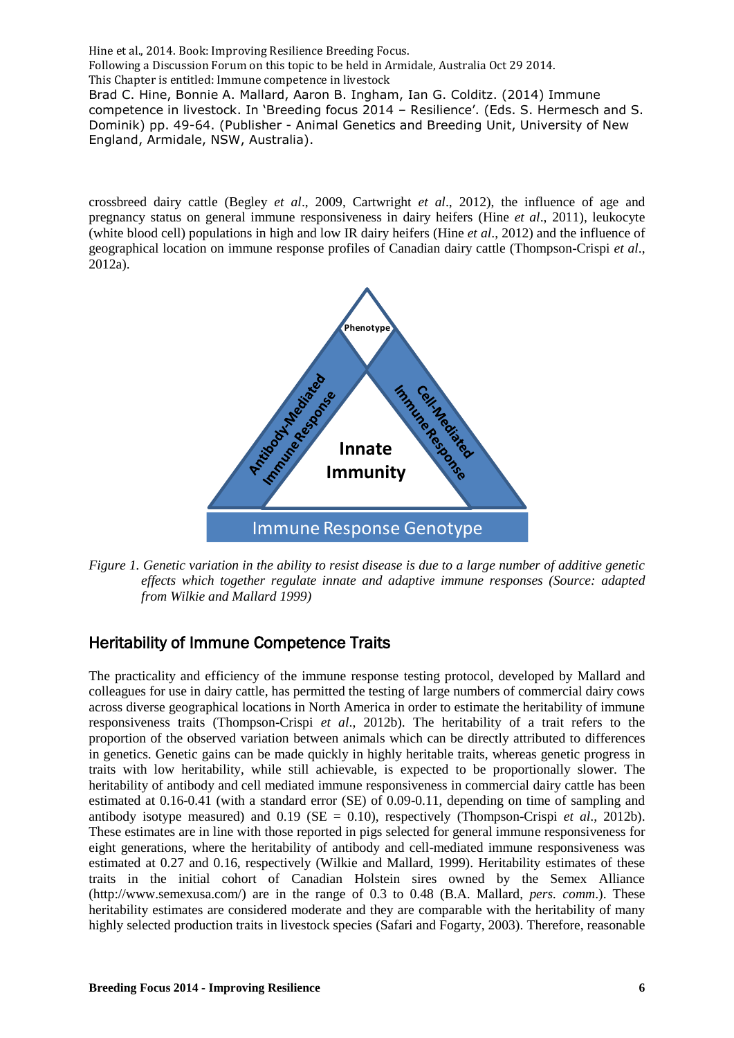crossbreed dairy cattle (Begley *et al*., 2009, Cartwright *et al*., 2012), the influence of age and pregnancy status on general immune responsiveness in dairy heifers (Hine *et al*., 2011), leukocyte (white blood cell) populations in high and low IR dairy heifers (Hine *et al*., 2012) and the influence of geographical location on immune response profiles of Canadian dairy cattle (Thompson-Crispi *et al*., 2012a).

*Figure 1. Genetic variation in the ability to resist disease is due to a large number of additive genetic effects which together regulate innate and adaptive immune responses (Source: adapted from Wilkie and Mallard 1999)*

## Heritability of Immune Competence Traits

The practicality and efficiency of the immune response testing protocol, developed by Mallard and colleagues for use in dairy cattle, has permitted the testing of large numbers of commercial dairy cows across diverse geographical locations in North America in order to estimate the heritability of immune responsiveness traits (Thompson-Crispi *et al*., 2012b). The heritability of a trait refers to the proportion of the observed variation between animals which can be directly attributed to differences in genetics. Genetic gains can be made quickly in highly heritable traits, whereas genetic progress in traits with low heritability, while still achievable, is expected to be proportionally slower. The heritability of antibody and cell mediated immune responsiveness in commercial dairy cattle has been estimated at 0.16-0.41 (with a standard error (SE) of 0.09-0.11, depending on time of sampling and antibody isotype measured) and 0.19 (SE = 0.10), respectively (Thompson-Crispi *et al*., 2012b). These estimates are in line with those reported in pigs selected for general immune responsiveness for eight generations, where the heritability of antibody and cell-mediated immune responsiveness was estimated at 0.27 and 0.16, respectively (Wilkie and Mallard, 1999). Heritability estimates of these traits in the initial cohort of Canadian Holstein sires owned by the Semex Alliance (http://www.semexusa.com/) are in the range of 0.3 to 0.48 (B.A. Mallard, *pers. comm*.). These heritability estimates are considered moderate and they are comparable with the heritability of many highly selected production traits in livestock species (Safari and Fogarty, 2003). Therefore, reasonable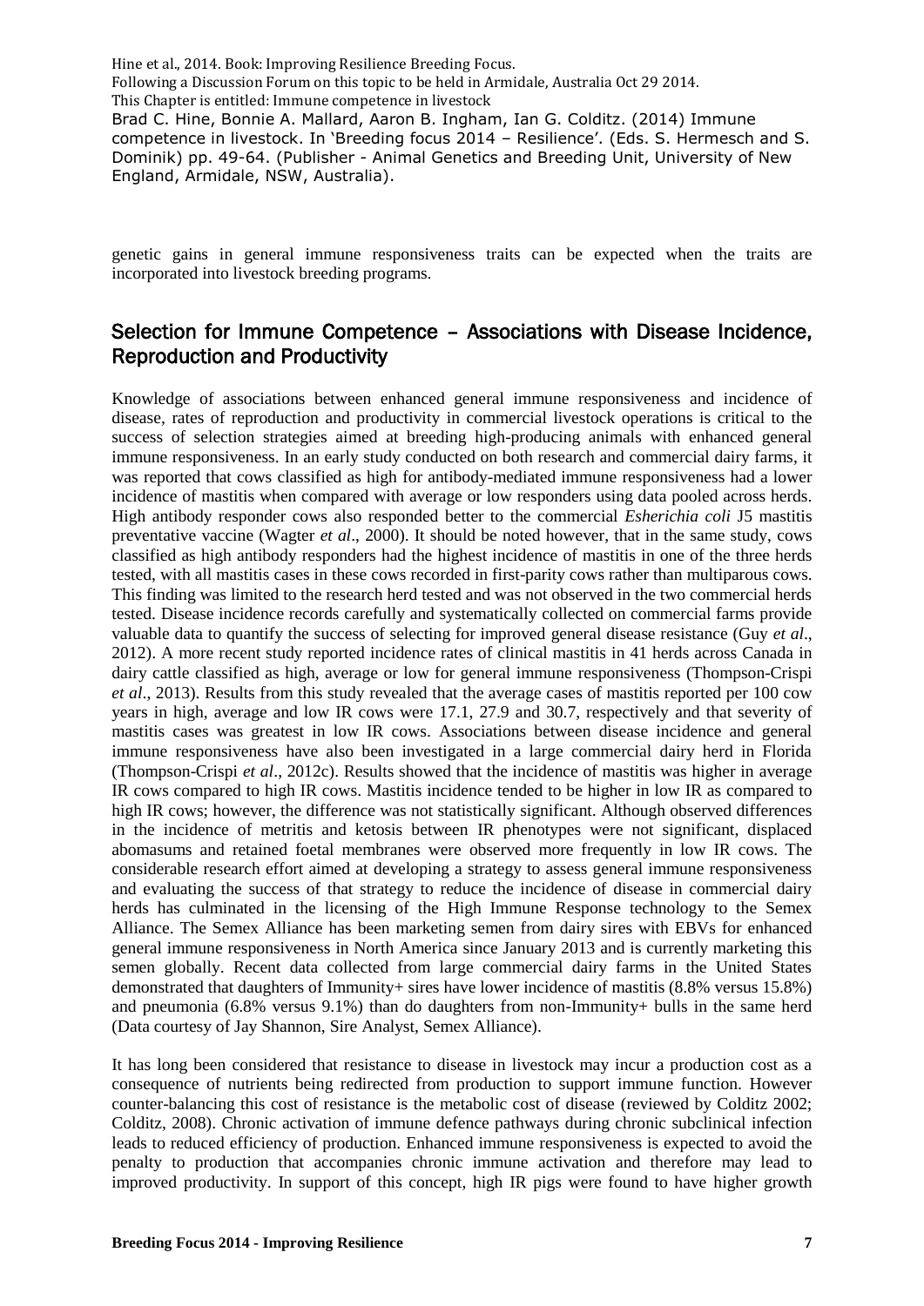genetic gains in general immune responsiveness traits can be expected when the traits are incorporated into livestock breeding programs.

## Selection for Immune Competence – Associations with Disease Incidence, Reproduction and Productivity

Knowledge of associations between enhanced general immune responsiveness and incidence of disease, rates of reproduction and productivity in commercial livestock operations is critical to the success of selection strategies aimed at breeding high-producing animals with enhanced general immune responsiveness. In an early study conducted on both research and commercial dairy farms, it was reported that cows classified as high for antibody-mediated immune responsiveness had a lower incidence of mastitis when compared with average or low responders using data pooled across herds. High antibody responder cows also responded better to the commercial *Esherichia coli* J5 mastitis preventative vaccine (Wagter *et al*., 2000). It should be noted however, that in the same study, cows classified as high antibody responders had the highest incidence of mastitis in one of the three herds tested, with all mastitis cases in these cows recorded in first-parity cows rather than multiparous cows. This finding was limited to the research herd tested and was not observed in the two commercial herds tested. Disease incidence records carefully and systematically collected on commercial farms provide valuable data to quantify the success of selecting for improved general disease resistance (Guy *et al*., 2012). A more recent study reported incidence rates of clinical mastitis in 41 herds across Canada in dairy cattle classified as high, average or low for general immune responsiveness (Thompson-Crispi *et al*., 2013). Results from this study revealed that the average cases of mastitis reported per 100 cow years in high, average and low IR cows were 17.1, 27.9 and 30.7, respectively and that severity of mastitis cases was greatest in low IR cows. Associations between disease incidence and general immune responsiveness have also been investigated in a large commercial dairy herd in Florida (Thompson-Crispi *et al*., 2012c). Results showed that the incidence of mastitis was higher in average IR cows compared to high IR cows. Mastitis incidence tended to be higher in low IR as compared to high IR cows; however, the difference was not statistically significant. Although observed differences in the incidence of metritis and ketosis between IR phenotypes were not significant, displaced abomasums and retained foetal membranes were observed more frequently in low IR cows. The considerable research effort aimed at developing a strategy to assess general immune responsiveness and evaluating the success of that strategy to reduce the incidence of disease in commercial dairy herds has culminated in the licensing of the High Immune Response technology to the Semex Alliance. The Semex Alliance has been marketing semen from dairy sires with EBVs for enhanced general immune responsiveness in North America since January 2013 and is currently marketing this semen globally. Recent data collected from large commercial dairy farms in the United States demonstrated that daughters of Immunity+ sires have lower incidence of mastitis (8.8% versus 15.8%) and pneumonia (6.8% versus 9.1%) than do daughters from non-Immunity+ bulls in the same herd (Data courtesy of Jay Shannon, Sire Analyst, Semex Alliance).

It has long been considered that resistance to disease in livestock may incur a production cost as a consequence of nutrients being redirected from production to support immune function. However counter-balancing this cost of resistance is the metabolic cost of disease (reviewed by Colditz 2002; Colditz, 2008). Chronic activation of immune defence pathways during chronic subclinical infection leads to reduced efficiency of production. Enhanced immune responsiveness is expected to avoid the penalty to production that accompanies chronic immune activation and therefore may lead to improved productivity. In support of this concept, high IR pigs were found to have higher growth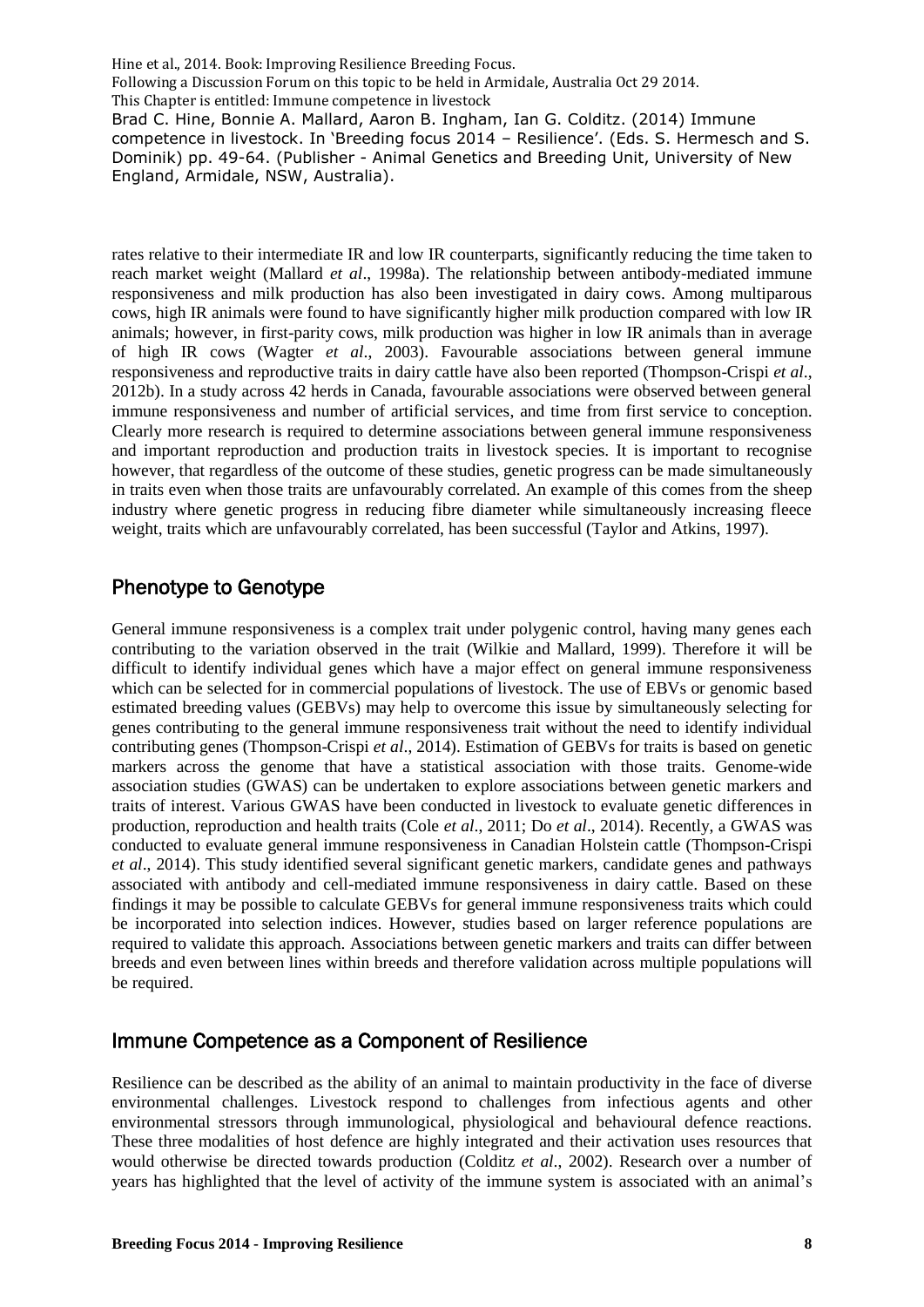rates relative to their intermediate IR and low IR counterparts, significantly reducing the time taken to reach market weight (Mallard *et al*., 1998a). The relationship between antibody-mediated immune responsiveness and milk production has also been investigated in dairy cows. Among multiparous cows, high IR animals were found to have significantly higher milk production compared with low IR animals; however, in first-parity cows, milk production was higher in low IR animals than in average of high IR cows (Wagter *et al*., 2003). Favourable associations between general immune responsiveness and reproductive traits in dairy cattle have also been reported (Thompson-Crispi *et al*., 2012b). In a study across 42 herds in Canada, favourable associations were observed between general immune responsiveness and number of artificial services, and time from first service to conception. Clearly more research is required to determine associations between general immune responsiveness and important reproduction and production traits in livestock species. It is important to recognise however, that regardless of the outcome of these studies, genetic progress can be made simultaneously in traits even when those traits are unfavourably correlated. An example of this comes from the sheep industry where genetic progress in reducing fibre diameter while simultaneously increasing fleece weight, traits which are unfavourably correlated, has been successful (Taylor and Atkins, 1997).

## Phenotype to Genotype

General immune responsiveness is a complex trait under polygenic control, having many genes each contributing to the variation observed in the trait (Wilkie and Mallard, 1999). Therefore it will be difficult to identify individual genes which have a major effect on general immune responsiveness which can be selected for in commercial populations of livestock. The use of EBVs or genomic based estimated breeding values (GEBVs) may help to overcome this issue by simultaneously selecting for genes contributing to the general immune responsiveness trait without the need to identify individual contributing genes (Thompson-Crispi *et al*., 2014). Estimation of GEBVs for traits is based on genetic markers across the genome that have a statistical association with those traits. Genome-wide association studies (GWAS) can be undertaken to explore associations between genetic markers and traits of interest. Various GWAS have been conducted in livestock to evaluate genetic differences in production, reproduction and health traits (Cole *et al*., 2011; Do *et al*., 2014). Recently, a GWAS was conducted to evaluate general immune responsiveness in Canadian Holstein cattle (Thompson-Crispi *et al*., 2014). This study identified several significant genetic markers, candidate genes and pathways associated with antibody and cell-mediated immune responsiveness in dairy cattle. Based on these findings it may be possible to calculate GEBVs for general immune responsiveness traits which could be incorporated into selection indices. However, studies based on larger reference populations are required to validate this approach. Associations between genetic markers and traits can differ between breeds and even between lines within breeds and therefore validation across multiple populations will be required.

## Immune Competence as a Component of Resilience

Resilience can be described as the ability of an animal to maintain productivity in the face of diverse environmental challenges. Livestock respond to challenges from infectious agents and other environmental stressors through immunological, physiological and behavioural defence reactions. These three modalities of host defence are highly integrated and their activation uses resources that would otherwise be directed towards production (Colditz *et al*., 2002). Research over a number of years has highlighted that the level of activity of the immune system is associated with an animal's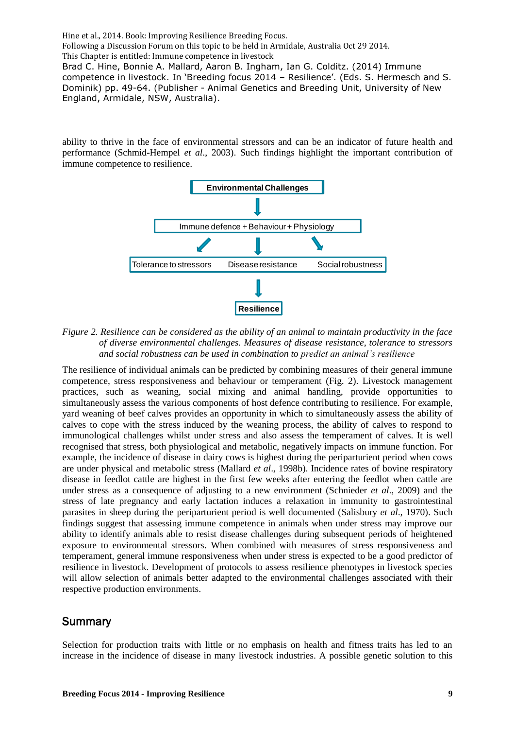ability to thrive in the face of environmental stressors and can be an indicator of future health and performance (Schmid-Hempel *et al*., 2003). Such findings highlight the important contribution of immune competence to resilience.

*Figure 2. Resilience can be considered as the ability of an animal to maintain productivity in the face of diverse environmental challenges. Measures of disease resistance, tolerance to stressors and social robustness can be used in combination to predict an animal's resilience*

The resilience of individual animals can be predicted by combining measures of their general immune competence, stress responsiveness and behaviour or temperament (Fig. 2). Livestock management practices, such as weaning, social mixing and animal handling, provide opportunities to simultaneously assess the various components of host defence contributing to resilience. For example, yard weaning of beef calves provides an opportunity in which to simultaneously assess the ability of calves to cope with the stress induced by the weaning process, the ability of calves to respond to immunological challenges whilst under stress and also assess the temperament of calves. It is well recognised that stress, both physiological and metabolic, negatively impacts on immune function. For example, the incidence of disease in dairy cows is highest during the periparturient period when cows are under physical and metabolic stress (Mallard *et al*., 1998b). Incidence rates of bovine respiratory disease in feedlot cattle are highest in the first few weeks after entering the feedlot when cattle are under stress as a consequence of adjusting to a new environment (Schnieder *et al*., 2009) and the stress of late pregnancy and early lactation induces a relaxation in immunity to gastrointestinal parasites in sheep during the periparturient period is well documented (Salisbury *et al*., 1970). Such findings suggest that assessing immune competence in animals when under stress may improve our ability to identify animals able to resist disease challenges during subsequent periods of heightened exposure to environmental stressors. When combined with measures of stress responsiveness and temperament, general immune responsiveness when under stress is expected to be a good predictor of resilience in livestock. Development of protocols to assess resilience phenotypes in livestock species will allow selection of animals better adapted to the environmental challenges associated with their respective production environments.

## Summary

Selection for production traits with little or no emphasis on health and fitness traits has led to an increase in the incidence of disease in many livestock industries. A possible genetic solution to this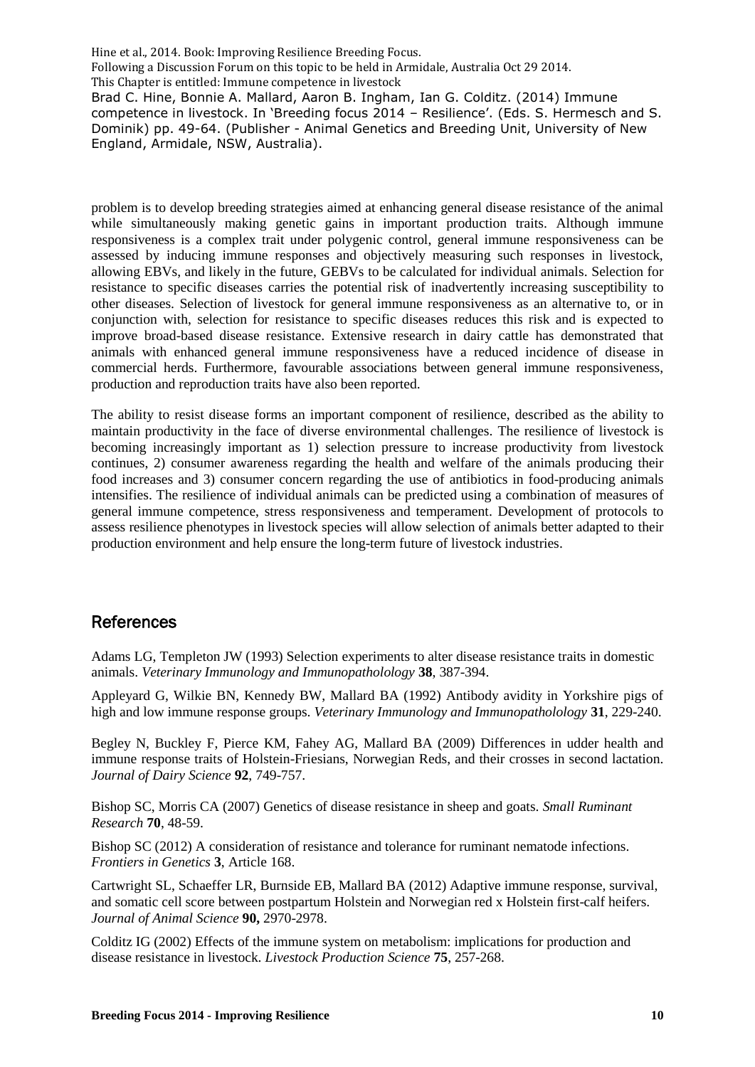problem is to develop breeding strategies aimed at enhancing general disease resistance of the animal while simultaneously making genetic gains in important production traits. Although immune responsiveness is a complex trait under polygenic control, general immune responsiveness can be assessed by inducing immune responses and objectively measuring such responses in livestock, allowing EBVs, and likely in the future, GEBVs to be calculated for individual animals. Selection for resistance to specific diseases carries the potential risk of inadvertently increasing susceptibility to other diseases. Selection of livestock for general immune responsiveness as an alternative to, or in conjunction with, selection for resistance to specific diseases reduces this risk and is expected to improve broad-based disease resistance. Extensive research in dairy cattle has demonstrated that animals with enhanced general immune responsiveness have a reduced incidence of disease in commercial herds. Furthermore, favourable associations between general immune responsiveness, production and reproduction traits have also been reported.

The ability to resist disease forms an important component of resilience, described as the ability to maintain productivity in the face of diverse environmental challenges. The resilience of livestock is becoming increasingly important as 1) selection pressure to increase productivity from livestock continues, 2) consumer awareness regarding the health and welfare of the animals producing their food increases and 3) consumer concern regarding the use of antibiotics in food-producing animals intensifies. The resilience of individual animals can be predicted using a combination of measures of general immune competence, stress responsiveness and temperament. Development of protocols to assess resilience phenotypes in livestock species will allow selection of animals better adapted to their production environment and help ensure the long-term future of livestock industries.

## References

Adams LG, Templeton JW (1993) Selection experiments to alter disease resistance traits in domestic animals. *Veterinary Immunology and Immunopathololology* **38**, 387-394.

Appleyard G, Wilkie BN, Kennedy BW, Mallard BA (1992) Antibody avidity in Yorkshire pigs of high and low immune response groups. *Veterinary Immunology and Immunopathololology* **31**, 229-240.

Begley N, Buckley F, Pierce KM, Fahey AG, Mallard BA (2009) Differences in udder health and immune response traits of Holstein-Friesians, Norwegian Reds, and their crosses in second lactation. *Journal of Dairy Science* **92**, 749-757.

Bishop SC, Morris CA (2007) Genetics of disease resistance in sheep and goats. *Small Ruminant Research* **70**, 48-59.

Bishop SC (2012) A consideration of resistance and tolerance for ruminant nematode infections. *Frontiers in Genetics* **3**, Article 168.

Cartwright SL, Schaeffer LR, Burnside EB, Mallard BA (2012) Adaptive immune response, survival, and somatic cell score between postpartum Holstein and Norwegian red x Holstein first-calf heifers. *Journal of Animal Science* **90,** 2970-2978.

Colditz IG (2002) Effects of the immune system on metabolism: implications for production and disease resistance in livestock. *Livestock Production Science* **75**, 257-268.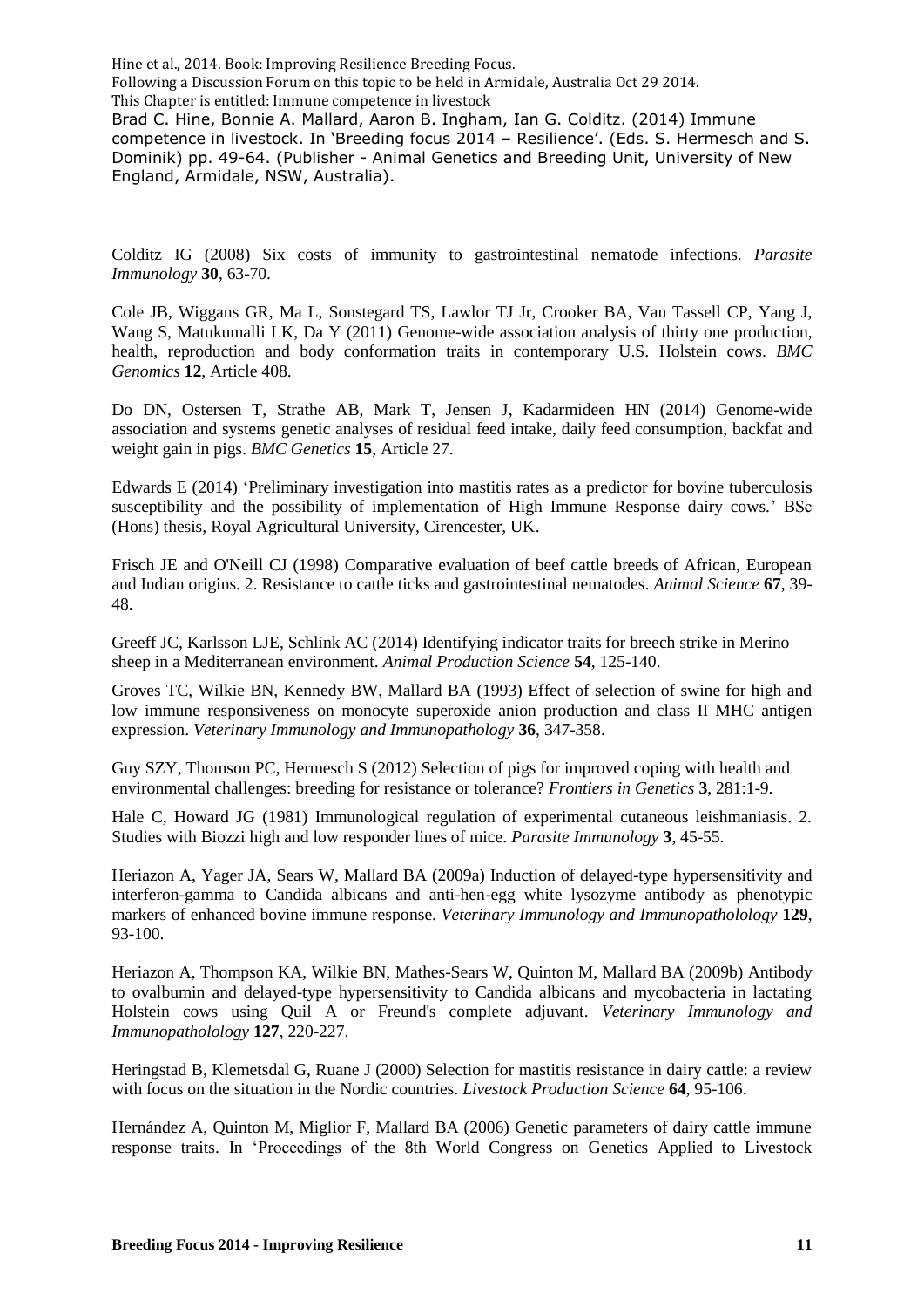Colditz IG (2008) Six costs of immunity to gastrointestinal nematode infections. *Parasite Immunology* **30**, 63-70.

Cole JB, Wiggans GR, Ma L, Sonstegard TS, Lawlor TJ Jr, Crooker BA, Van Tassell CP, Yang J, Wang S, Matukumalli LK, Da Y (2011) Genome-wide association analysis of thirty one production, health, reproduction and body conformation traits in contemporary U.S. Holstein cows. *BMC Genomics* **12**, Article 408.

Do DN, Ostersen T, Strathe AB, Mark T, Jensen J, Kadarmideen HN (2014) Genome-wide association and systems genetic analyses of residual feed intake, daily feed consumption, backfat and weight gain in pigs. *BMC Genetics* **15**, Article 27.

Edwards E (2014) 'Preliminary investigation into mastitis rates as a predictor for bovine tuberculosis susceptibility and the possibility of implementation of High Immune Response dairy cows.' BSc (Hons) thesis, Royal Agricultural University, Cirencester, UK.

Frisch JE and O'Neill CJ (1998) Comparative evaluation of beef cattle breeds of African, European and Indian origins. 2. Resistance to cattle ticks and gastrointestinal nematodes. *Animal Science* **67**, 39-48.

Greeff JC, Karlsson LJE, Schlink AC (2014) Identifying indicator traits for breech strike in Merino sheep in a Mediterranean environment. *Animal Production Science* **54**, 125-140.

Groves TC, Wilkie BN, Kennedy BW, Mallard BA (1993) Effect of selection of swine for high and low immune responsiveness on monocyte superoxide anion production and class II MHC antigen expression. *Veterinary Immunology and Immunopathology* **36**, 347-358.

Guy SZY, Thomson PC, Hermesch S (2012) Selection of pigs for improved coping with health and environmental challenges: breeding for resistance or tolerance? *Frontiers in Genetics* **3**, 281:1-9.

Hale C, Howard JG (1981) Immunological regulation of experimental cutaneous leishmaniasis. 2. Studies with Biozzi high and low responder lines of mice. *Parasite Immunology* **3**, 45-55.

Heriazon A, Yager JA, Sears W, Mallard BA (2009a) Induction of delayed-type hypersensitivity and interferon-gamma to Candida albicans and anti-hen-egg white lysozyme antibody as phenotypic markers of enhanced bovine immune response. *Veterinary Immunology and Immunopathololoy* **129**, 93-100.

Heriazon A, Thompson KA, Wilkie BN, Mathes-Sears W, Quinton M, Mallard BA (2009b) Antibody to ovalbumin and delayed-type hypersensitivity to Candida albicans and mycobacteria in lactating Holstein cows using Quil A or Freund's complete adjuvant. *Veterinary Immunology and Immunopathololoy* **127**, 220-227.

Heringstad B, Klemetsdal G, Ruane J (2000) Selection for mastitis resistance in dairy cattle: a review with focus on the situation in the Nordic countries. *Livestock Production Science* **64**, 95-106.

Hernández A, Quinton M, Miglior F, Mallard BA (2006) Genetic parameters of dairy cattle immune response traits. In 'Proceedings of the 8th World Congress on Genetics Applied to Livestock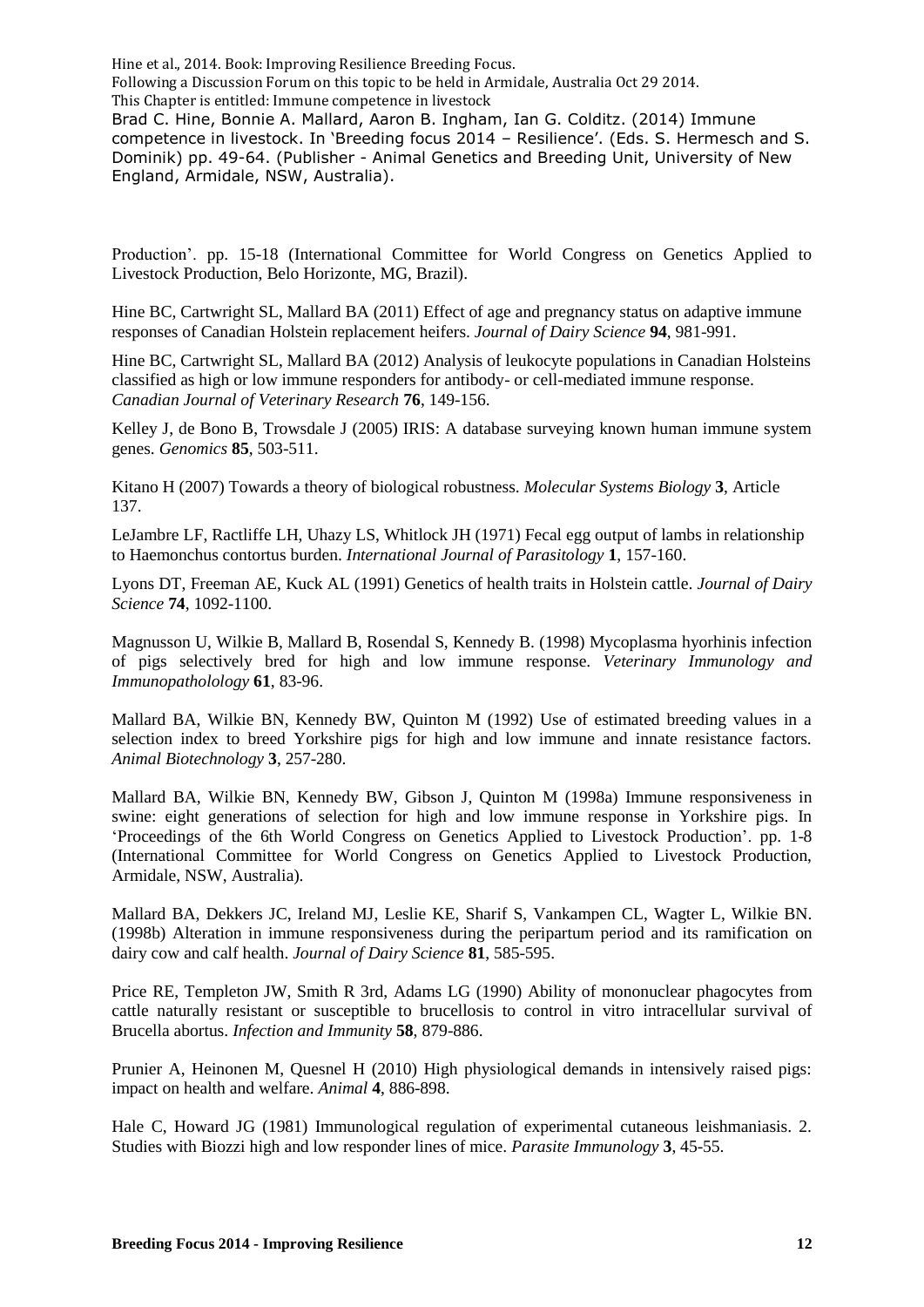Production'. pp. 15-18 (International Committee for World Congress on Genetics Applied to Livestock Production, Belo Horizonte, MG, Brazil).

Hine BC, Cartwright SL, Mallard BA (2011) Effect of age and pregnancy status on adaptive immune responses of Canadian Holstein replacement heifers. *Journal of Dairy Science* **94**, 981-991.

Hine BC, Cartwright SL, Mallard BA (2012) Analysis of leukocyte populations in Canadian Holsteins classified as high or low immune responders for antibody- or cell-mediated immune response. *Canadian Journal of Veterinary Research* **76**, 149-156.

Kelley J, de Bono B, Trowsdale J (2005) IRIS: A database surveying known human immune system genes. *Genomics* **85**, 503-511.

Kitano H (2007) Towards a theory of biological robustness. *Molecular Systems Biology* **3**, Article 137.

LeJambre LF, Ractliffe LH, Uhazy LS, Whitlock JH (1971) Fecal egg output of lambs in relationship to Haemonchus contortus burden. *International Journal of Parasitology* **1**, 157-160.

Lyons DT, Freeman AE, Kuck AL (1991) Genetics of health traits in Holstein cattle. *Journal of Dairy Science* **74**, 1092-1100.

Magnusson U, Wilkie B, Mallard B, Rosendal S, Kennedy B. (1998) Mycoplasma hyorhinis infection of pigs selectively bred for high and low immune response. *Veterinary Immunology and Immunopatholology* **61**, 83-96.

Mallard BA, Wilkie BN, Kennedy BW, Quinton M (1992) Use of estimated breeding values in a selection index to breed Yorkshire pigs for high and low immune and innate resistance factors. *Animal Biotechnology* **3**, 257-280.

Mallard BA, Wilkie BN, Kennedy BW, Gibson J, Quinton M (1998a) Immune responsiveness in swine: eight generations of selection for high and low immune response in Yorkshire pigs. In 'Proceedings of the 6th World Congress on Genetics Applied to Livestock Production'. pp. 1-8 (International Committee for World Congress on Genetics Applied to Livestock Production, Armidale, NSW, Australia).

Mallard BA, Dekkers JC, Ireland MJ, Leslie KE, Sharif S, Vankampen CL, Wagter L, Wilkie BN. (1998b) Alteration in immune responsiveness during the peripartum period and its ramification on dairy cow and calf health. *Journal of Dairy Science* **81**, 585-595.

Price RE, Templeton JW, Smith R 3rd, Adams LG (1990) Ability of mononuclear phagocytes from cattle naturally resistant or susceptible to brucellosis to control in vitro intracellular survival of Brucella abortus. *Infection and Immunity* **58**, 879-886.

Prunier A, Heinonen M, Quesnel H (2010) High physiological demands in intensively raised pigs: impact on health and welfare. *Animal* **4**, 886-898.

Hale C, Howard JG (1981) Immunological regulation of experimental cutaneous leishmaniasis. 2. Studies with Biozzi high and low responder lines of mice. *Parasite Immunology* **3**, 45-55.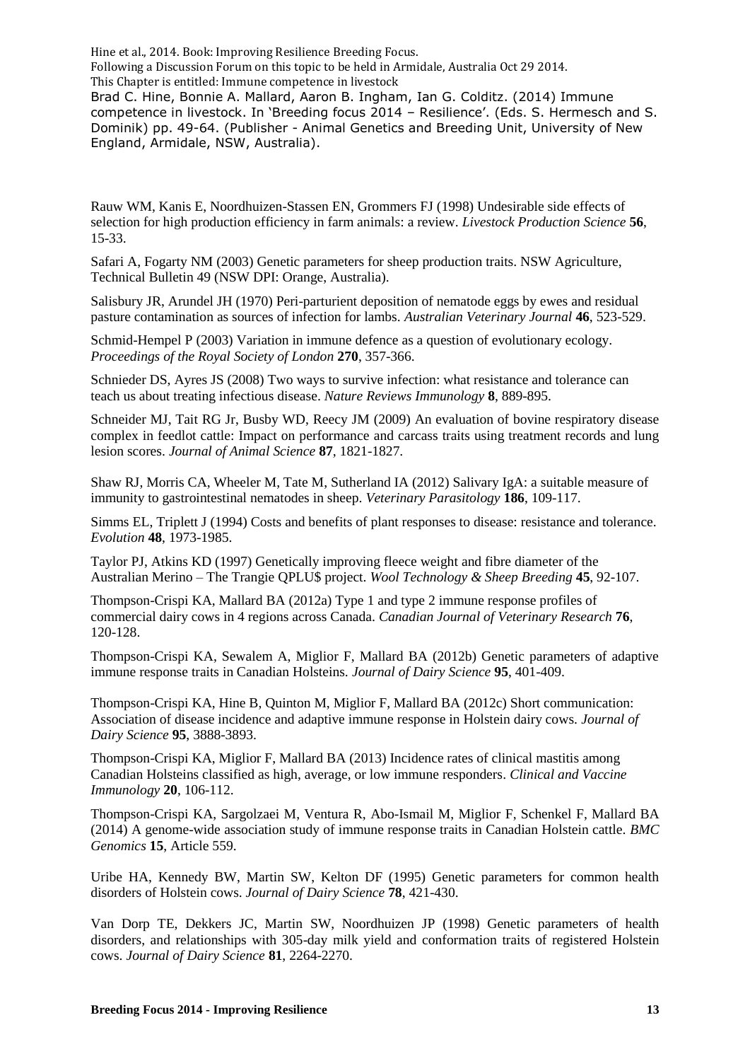Rauw WM, Kanis E, Noordhuizen-Stassen EN, Grommers FJ (1998) Undesirable side effects of selection for high production efficiency in farm animals: a review. *Livestock Production Science* **56**, 15-33.

Safari A, Fogarty NM (2003) Genetic parameters for sheep production traits. NSW Agriculture, Technical Bulletin 49 (NSW DPI: Orange, Australia).

Salisbury JR, Arundel JH (1970) Peri-parturient deposition of nematode eggs by ewes and residual pasture contamination as sources of infection for lambs. *Australian Veterinary Journal* **46**, 523-529.

Schmid-Hempel P (2003) Variation in immune defence as a question of evolutionary ecology. *Proceedings of the Royal Society of London* **270**, 357-366.

Schnieder DS, Ayres JS (2008) Two ways to survive infection: what resistance and tolerance can teach us about treating infectious disease. *Nature Reviews Immunology* **8**, 889-895.

Schneider MJ, Tait RG Jr, Busby WD, Reecy JM (2009) An evaluation of bovine respiratory disease complex in feedlot cattle: Impact on performance and carcass traits using treatment records and lung lesion scores. *Journal of Animal Science* **87**, 1821-1827.

Shaw RJ, Morris CA, Wheeler M, Tate M, Sutherland IA (2012) Salivary IgA: a suitable measure of immunity to gastrointestinal nematodes in sheep. *Veterinary Parasitology* **186**, 109-117.

Simms EL, Triplett J (1994) Costs and benefits of plant responses to disease: resistance and tolerance. *Evolution* **48**, 1973-1985.

Taylor PJ, Atkins KD (1997) Genetically improving fleece weight and fibre diameter of the Australian Merino – The Trangie QPLU$ project. *Wool Technology & Sheep Breeding* **45**, 92-107.

Thompson-Crispi KA, Mallard BA (2012a) Type 1 and type 2 immune response profiles of commercial dairy cows in 4 regions across Canada. *Canadian Journal of Veterinary Research* **76**, 120-128.

Thompson-Crispi KA, Sewalem A, Miglior F, Mallard BA (2012b) Genetic parameters of adaptive immune response traits in Canadian Holsteins. *Journal of Dairy Science* **95**, 401-409.

Thompson-Crispi KA, Hine B, Quinton M, Miglior F, Mallard BA (2012c) Short communication: Association of disease incidence and adaptive immune response in Holstein dairy cows. *Journal of Dairy Science* **95**, 3888-3893.

Thompson-Crispi KA, Miglior F, Mallard BA (2013) Incidence rates of clinical mastitis among Canadian Holsteins classified as high, average, or low immune responders. *Clinical and Vaccine Immunology* **20**, 106-112.

Thompson-Crispi KA, Sargolzaei M, Ventura R, Abo-Ismail M, Miglior F, Schenkel F, Mallard BA (2014) A genome-wide association study of immune response traits in Canadian Holstein cattle. *BMC Genomics* **15**, Article 559.

Uribe HA, Kennedy BW, Martin SW, Kelton DF (1995) Genetic parameters for common health disorders of Holstein cows. *Journal of Dairy Science* **78**, 421-430.

Van Dorp TE, Dekkers JC, Martin SW, Noordhuizen JP (1998) Genetic parameters of health disorders, and relationships with 305-day milk yield and conformation traits of registered Holstein cows. *Journal of Dairy Science* **81**, 2264-2270.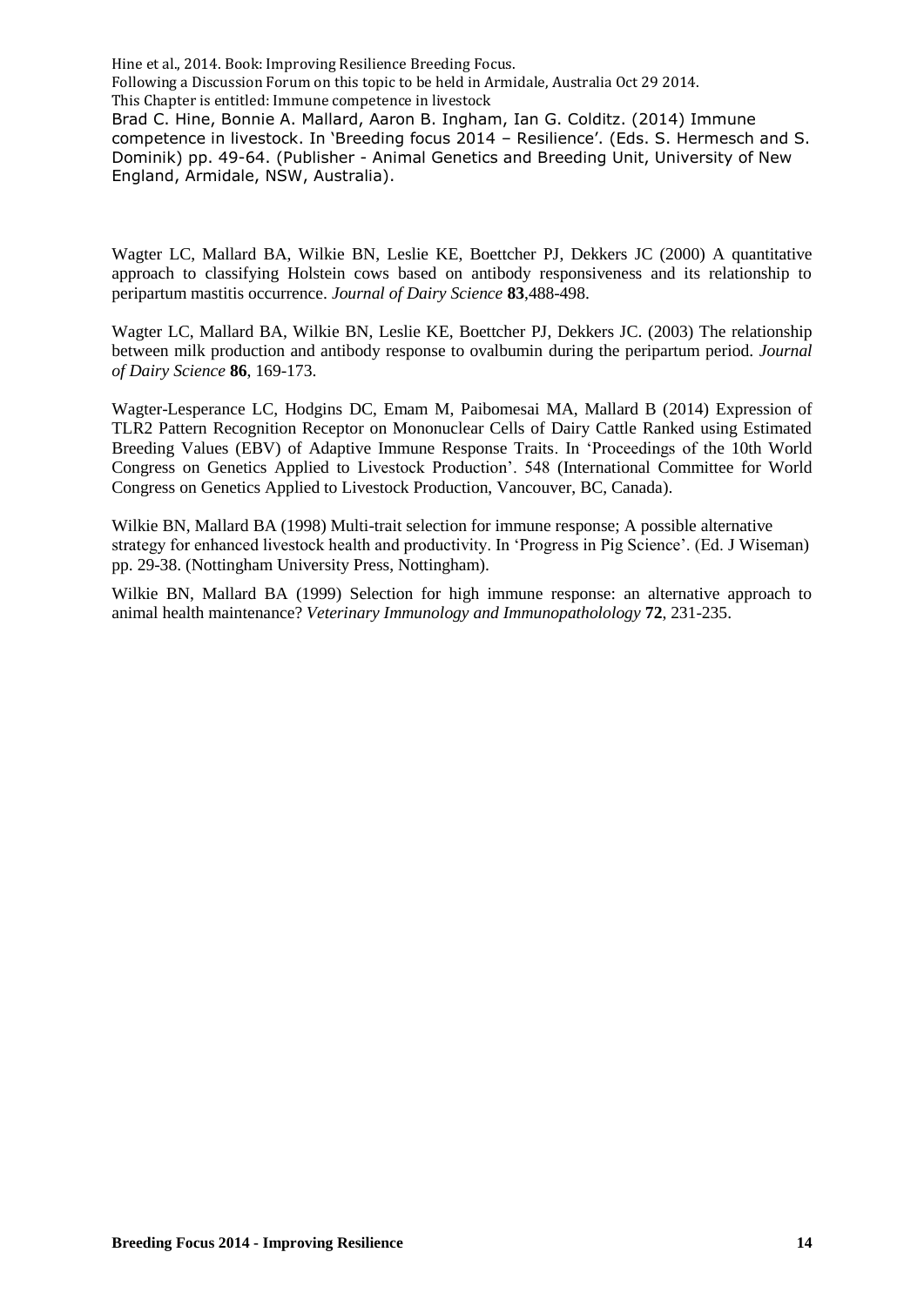Wagter LC, Mallard BA, Wilkie BN, Leslie KE, Boettcher PJ, Dekkers JC (2000) A quantitative approach to classifying Holstein cows based on antibody responsiveness and its relationship to peripartum mastitis occurrence. *Journal of Dairy Science* **83**,488-498.

Wagter LC, Mallard BA, Wilkie BN, Leslie KE, Boettcher PJ, Dekkers JC. (2003) The relationship between milk production and antibody response to ovalbumin during the peripartum period. *Journal of Dairy Science* **86**, 169-173.

Wagter-Lesperance LC, Hodgins DC, Emam M, Paibomesai MA, Mallard B (2014) Expression of TLR2 Pattern Recognition Receptor on Mononuclear Cells of Dairy Cattle Ranked using Estimated Breeding Values (EBV) of Adaptive Immune Response Traits. In 'Proceedings of the 10th World Congress on Genetics Applied to Livestock Production'. 548 (International Committee for World Congress on Genetics Applied to Livestock Production, Vancouver, BC, Canada).

Wilkie BN, Mallard BA (1998) Multi-trait selection for immune response; A possible alternative strategy for enhanced livestock health and productivity. In 'Progress in Pig Science'. (Ed. J Wiseman) pp. 29-38. (Nottingham University Press, Nottingham).

Wilkie BN, Mallard BA (1999) Selection for high immune response: an alternative approach to animal health maintenance? *Veterinary Immunology and Immunopathololology* **72**, 231-235.